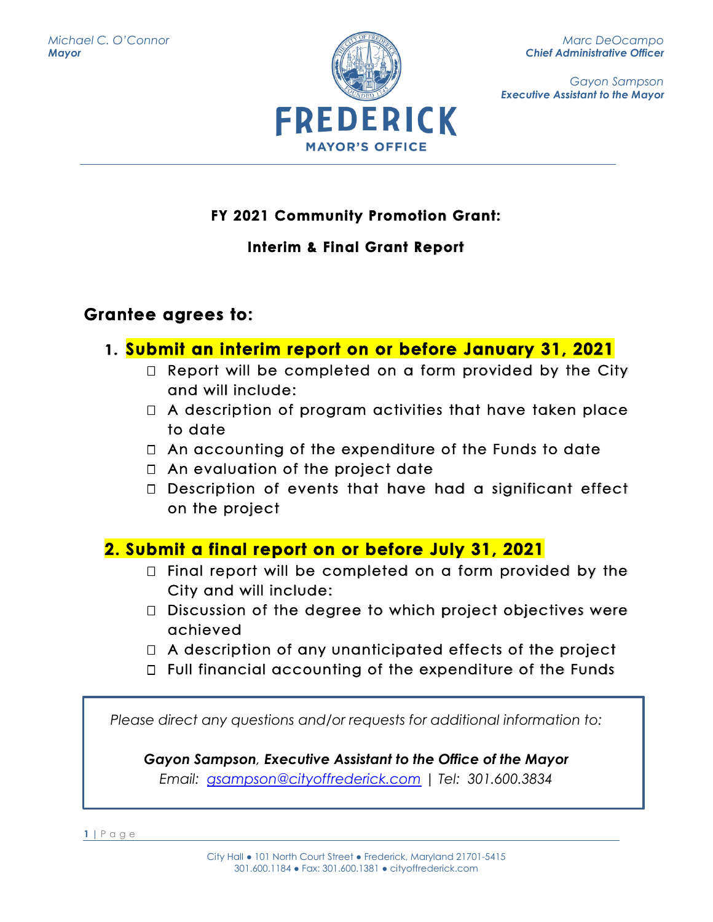*Michael C. O'Connor*
***Mayor***

**FREDERICK**
**MAYOR'S OFFICE**

*Marc DeOcampo*
***Chief Administrative Officer***

*Gayon Sampson*
***Executive Assistant to the Mayor***

---

**FY 2021 Community Promotion Grant:**

**Interim & Final Grant Report**

## Grantee agrees to:

### 1. Submit an interim report on or before January 31, 2021

- Report will be completed on a form provided by the City and will include:
- A description of program activities that have taken place to date
- An accounting of the expenditure of the Funds to date
- An evaluation of the project date
- Description of events that have had a significant effect on the project

### 2. Submit a final report on or before July 31, 2021

- Final report will be completed on a form provided by the City and will include:
- Discussion of the degree to which project objectives were achieved
- A description of any unanticipated effects of the project
- Full financial accounting of the expenditure of the Funds

*Please direct any questions and/or requests for additional information to:*

***Gayon Sampson, Executive Assistant to the Office of the Mayor***
*Email: [gsampson@cityoffrederick.com](mailto:gsampson@cityoffrederick.com) | Tel: 301.600.3834*

City Hall ● 101 North Court Street ● Frederick, Maryland 21701-5415
301.600.1184 ● Fax: 301.600.1381 ● cityoffrederick.com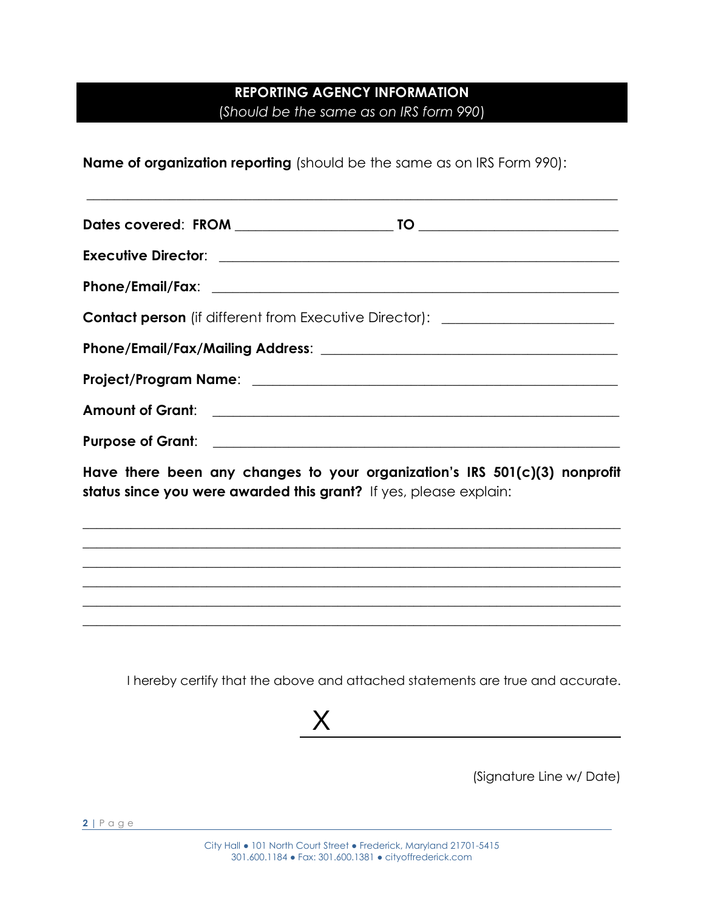## REPORTING AGENCY INFORMATION
*(Should be the same as on IRS form 990)*

**Name of organization reporting** (should be the same as on IRS Form 990):

_______________________________________________________________________________

**Dates covered**: **FROM** ______________________ **TO** ___________________________

**Executive Director**: ________________________________________________________

**Phone/Email/Fax**: _________________________________________________________

**Contact person** (if different from Executive Director): _______________________

**Phone/Email/Fax/Mailing Address**: __________________________________________

**Project/Program Name**: ____________________________________________________

**Amount of Grant**: ________________________________________________________

**Purpose of Grant**: ________________________________________________________

**Have there been any changes to your organization's IRS 501(c)(3) nonprofit status since you were awarded this grant?** If yes, please explain:

_______________________________________________________________________________
_______________________________________________________________________________
_______________________________________________________________________________
_______________________________________________________________________________
_______________________________________________________________________________
_______________________________________________________________________________

I hereby certify that the above and attached statements are true and accurate.

X ______________________________________

(Signature Line w/ Date)

City Hall ● 101 North Court Street ● Frederick, Maryland 21701-5415
301.600.1184 ● Fax: 301.600.1381 ● cityoffrederick.com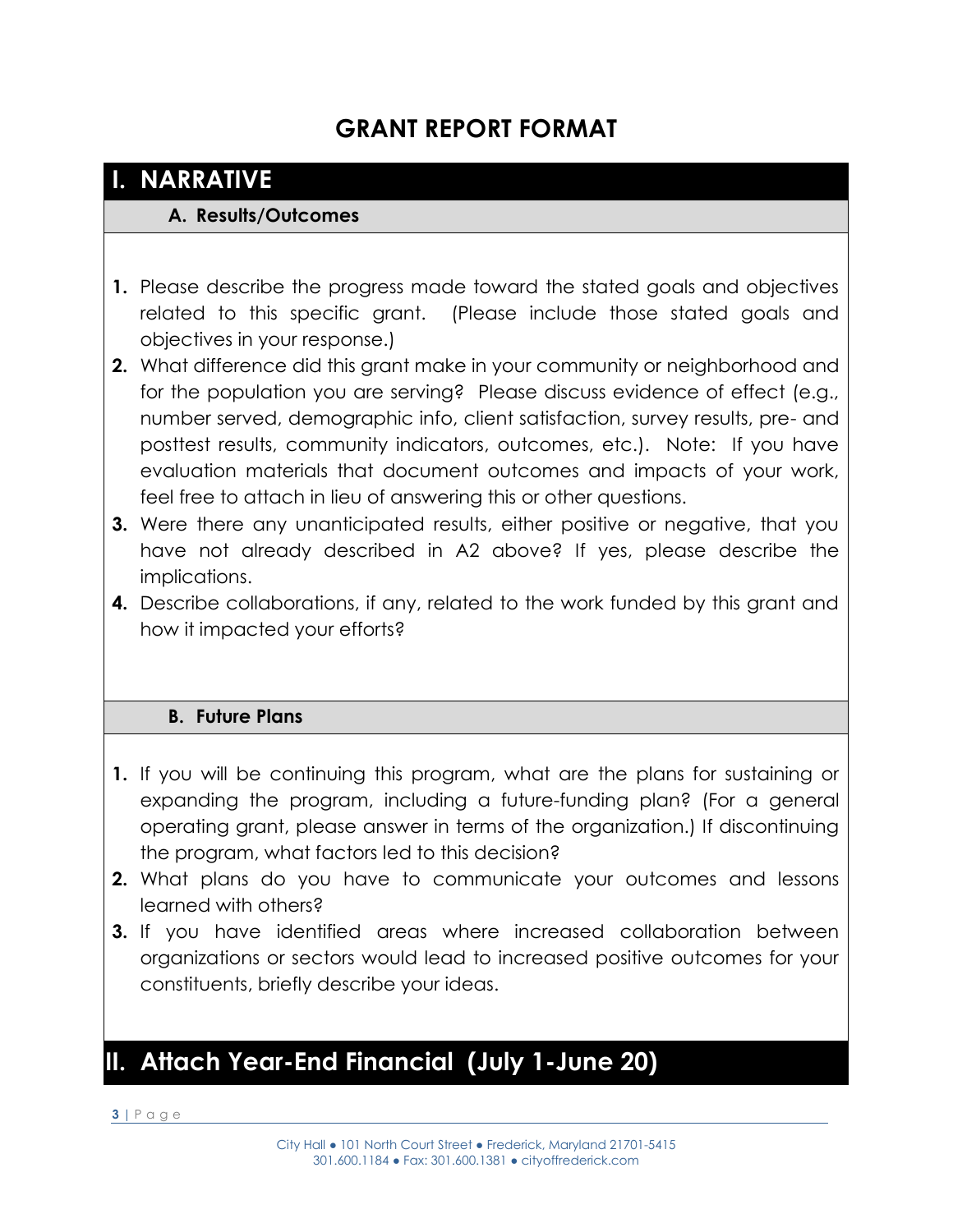# GRANT REPORT FORMAT

## I. NARRATIVE

### A. Results/Outcomes

1. Please describe the progress made toward the stated goals and objectives related to this specific grant. (Please include those stated goals and objectives in your response.)
2. What difference did this grant make in your community or neighborhood and for the population you are serving? Please discuss evidence of effect (e.g., number served, demographic info, client satisfaction, survey results, pre- and posttest results, community indicators, outcomes, etc.). Note: If you have evaluation materials that document outcomes and impacts of your work, feel free to attach in lieu of answering this or other questions.
3. Were there any unanticipated results, either positive or negative, that you have not already described in A2 above? If yes, please describe the implications.
4. Describe collaborations, if any, related to the work funded by this grant and how it impacted your efforts?

### B. Future Plans

1. If you will be continuing this program, what are the plans for sustaining or expanding the program, including a future-funding plan? (For a general operating grant, please answer in terms of the organization.) If discontinuing the program, what factors led to this decision?
2. What plans do you have to communicate your outcomes and lessons learned with others?
3. If you have identified areas where increased collaboration between organizations or sectors would lead to increased positive outcomes for your constituents, briefly describe your ideas.

## II. Attach Year-End Financial (July 1-June 20)

City Hall ● 101 North Court Street ● Frederick, Maryland 21701-5415
301.600.1184 ● Fax: 301.600.1381 ● cityoffrederick.com